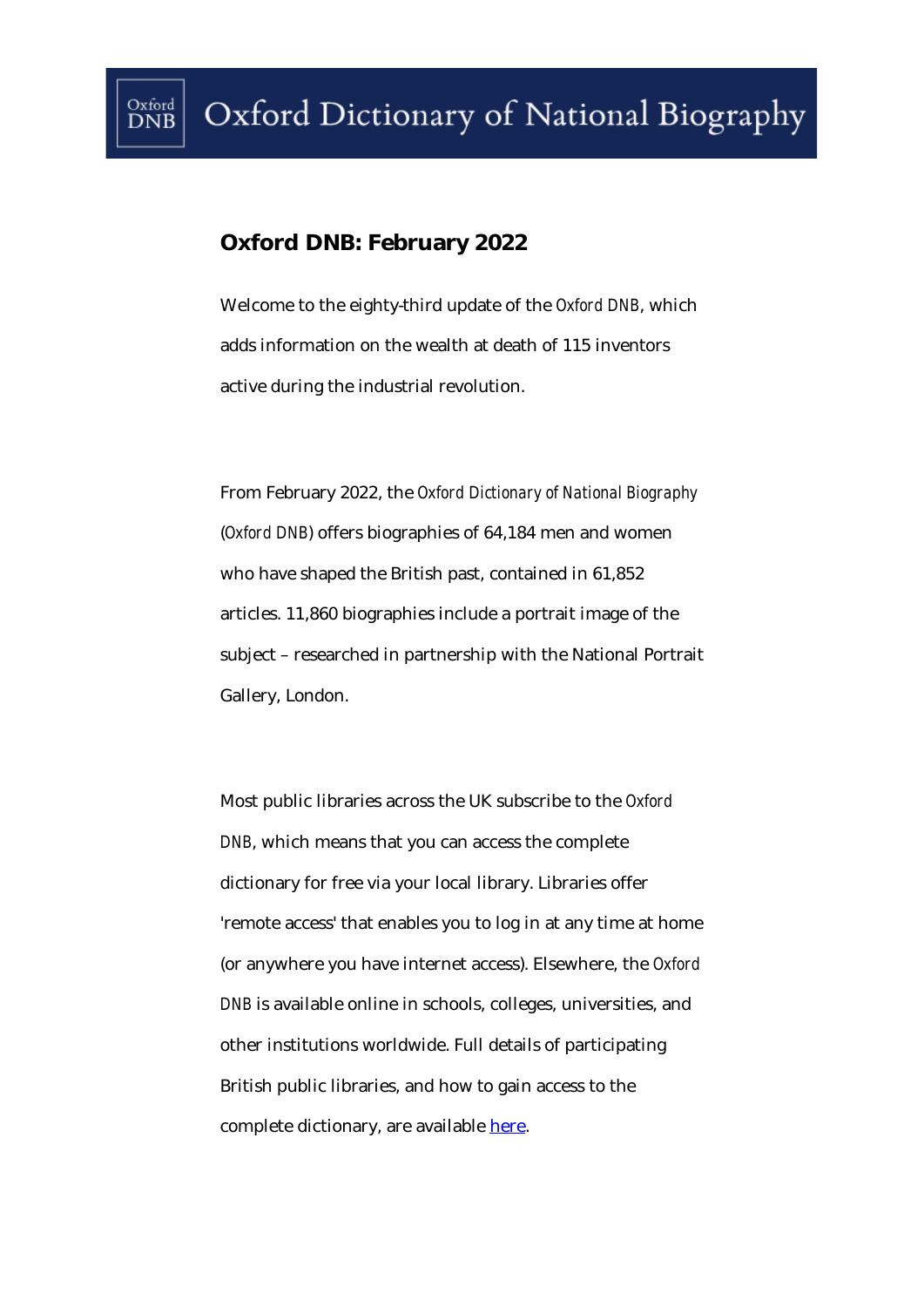# Oxford Dictionary of National Biography

## Oxford DNB: February 2022

Welcome to the eighty-third update of the *Oxford DNB*, which adds information on the wealth at death of 115 inventors active during the industrial revolution.

From February 2022, the *Oxford Dictionary of National Biography* (*Oxford DNB*) offers biographies of 64,184 men and women who have shaped the British past, contained in 61,852 articles. 11,860 biographies include a portrait image of the subject – researched in partnership with the National Portrait Gallery, London.

Most public libraries across the UK subscribe to the *Oxford DNB*, which means that you can access the complete dictionary for free via your local library. Libraries offer 'remote access' that enables you to log in at any time at home (or anywhere you have internet access). Elsewhere, the *Oxford DNB* is available online in schools, colleges, universities, and other institutions worldwide. Full details of participating British public libraries, and how to gain access to the complete dictionary, are available [here](#).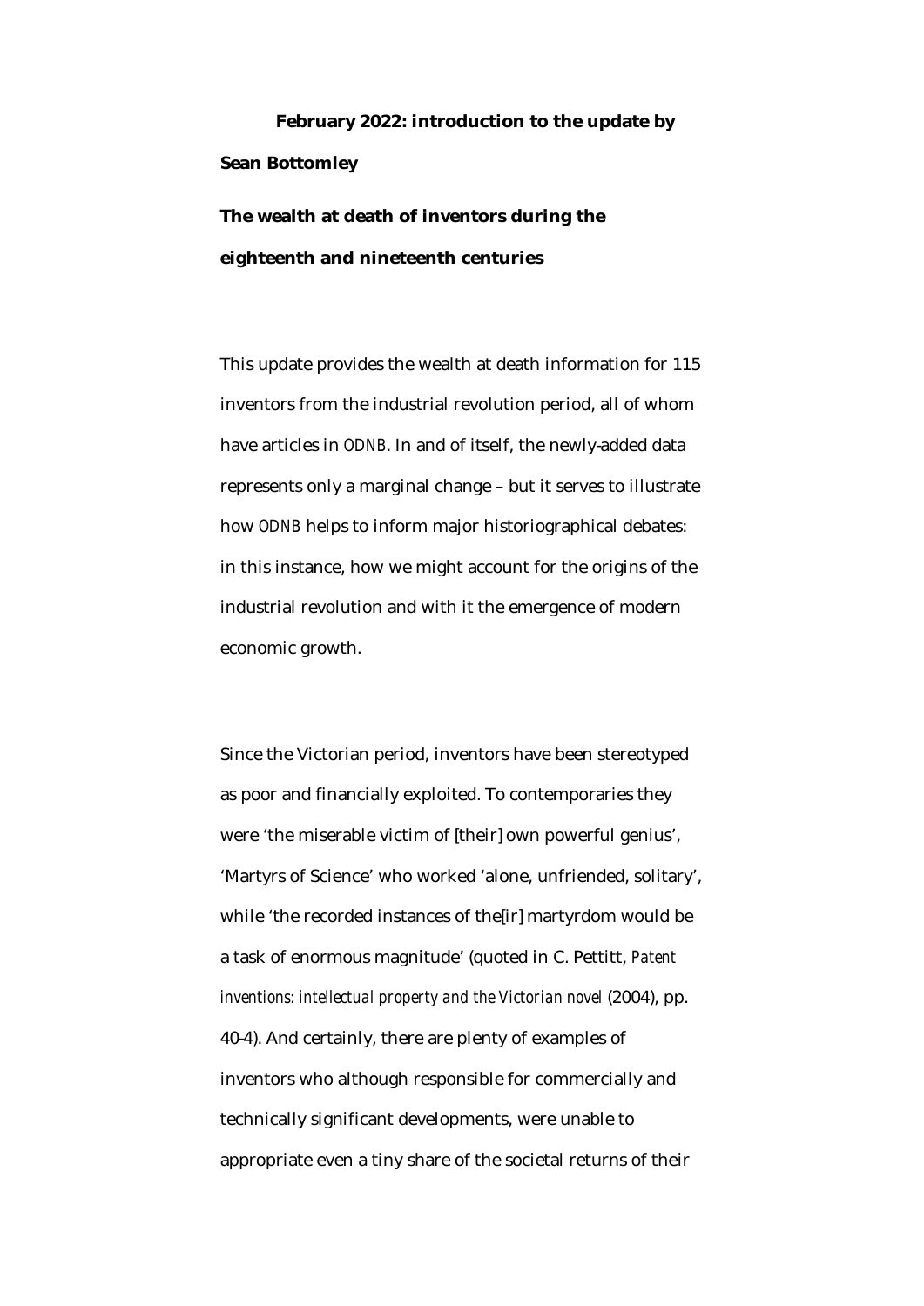**February 2022: introduction to the update by Sean Bottomley**

**The wealth at death of inventors during the eighteenth and nineteenth centuries**

This update provides the wealth at death information for 115 inventors from the industrial revolution period, all of whom have articles in *ODNB*. In and of itself, the newly-added data represents only a marginal change – but it serves to illustrate how *ODNB* helps to inform major historiographical debates: in this instance, how we might account for the origins of the industrial revolution and with it the emergence of modern economic growth.

Since the Victorian period, inventors have been stereotyped as poor and financially exploited. To contemporaries they were 'the miserable victim of [their] own powerful genius', 'Martyrs of Science' who worked 'alone, unfriended, solitary', while 'the recorded instances of the[ir] martyrdom would be a task of enormous magnitude' (quoted in C. Pettitt, *Patent inventions: intellectual property and the Victorian novel* (2004), pp. 40-4). And certainly, there are plenty of examples of inventors who although responsible for commercially and technically significant developments, were unable to appropriate even a tiny share of the societal returns of their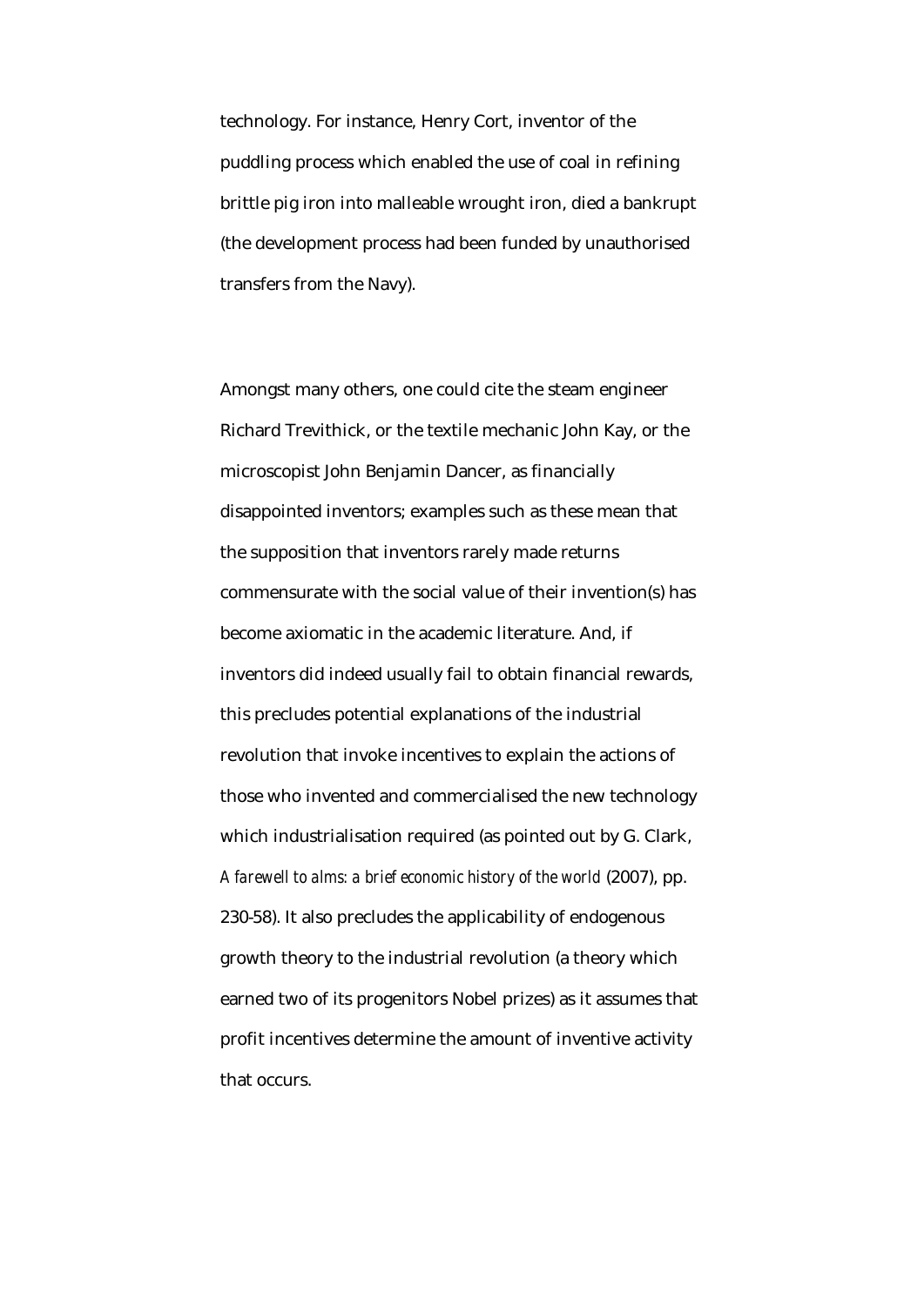technology. For instance, Henry Cort, inventor of the puddling process which enabled the use of coal in refining brittle pig iron into malleable wrought iron, died a bankrupt (the development process had been funded by unauthorised transfers from the Navy).

Amongst many others, one could cite the steam engineer Richard Trevithick, or the textile mechanic John Kay, or the microscopist John Benjamin Dancer, as financially disappointed inventors; examples such as these mean that the supposition that inventors rarely made returns commensurate with the social value of their invention(s) has become axiomatic in the academic literature. And, if inventors did indeed usually fail to obtain financial rewards, this precludes potential explanations of the industrial revolution that invoke incentives to explain the actions of those who invented and commercialised the new technology which industrialisation required (as pointed out by G. Clark, *A farewell to alms: a brief economic history of the world* (2007), pp. 230-58). It also precludes the applicability of endogenous growth theory to the industrial revolution (a theory which earned two of its progenitors Nobel prizes) as it assumes that profit incentives determine the amount of inventive activity that occurs.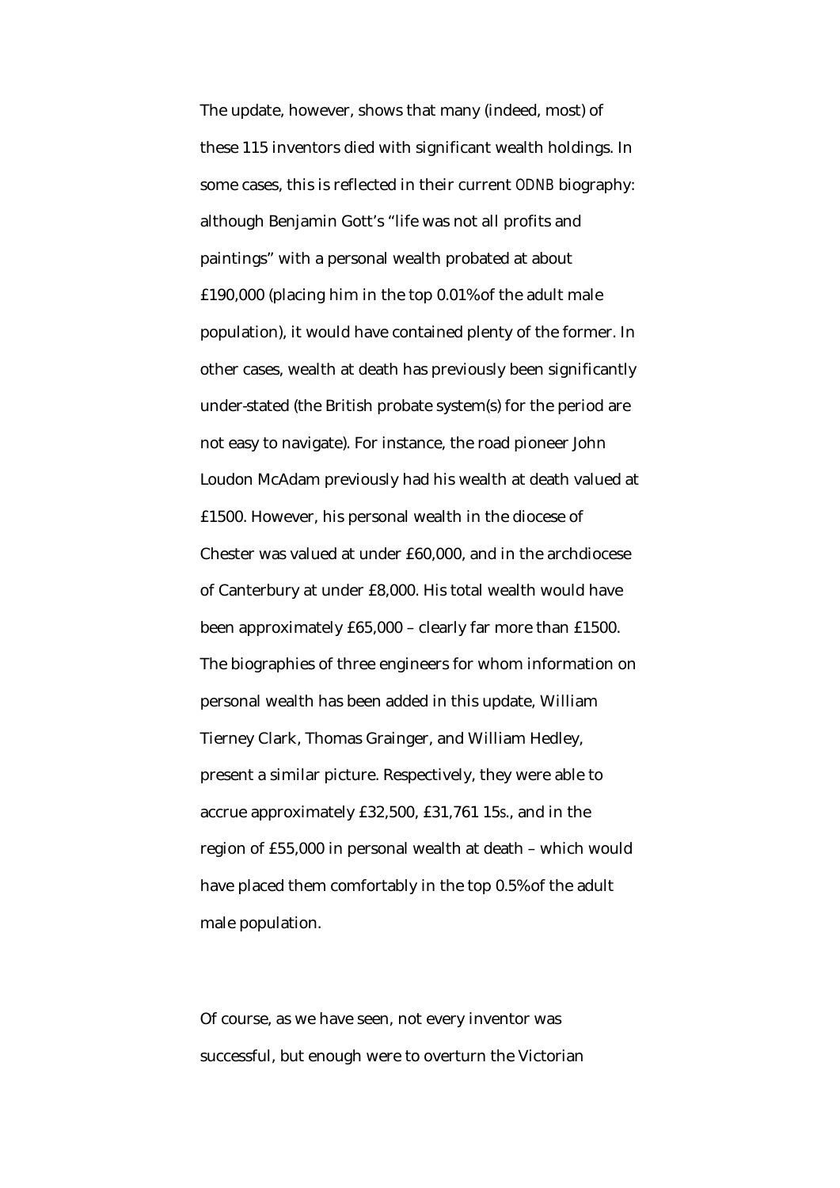The update, however, shows that many (indeed, most) of these 115 inventors died with significant wealth holdings. In some cases, this is reflected in their current *ODNB* biography: although Benjamin Gott's "life was not all profits and paintings" with a personal wealth probated at about £190,000 (placing him in the top 0.01% of the adult male population), it would have contained plenty of the former. In other cases, wealth at death has previously been significantly under-stated (the British probate system(s) for the period are not easy to navigate). For instance, the road pioneer John Loudon McAdam previously had his wealth at death valued at £1500. However, his personal wealth in the diocese of Chester was valued at under £60,000, and in the archdiocese of Canterbury at under £8,000. His total wealth would have been approximately £65,000 – clearly far more than £1500. The biographies of three engineers for whom information on personal wealth has been added in this update, William Tierney Clark, Thomas Grainger, and William Hedley, present a similar picture. Respectively, they were able to accrue approximately £32,500, £31,761 15*s*., and in the region of £55,000 in personal wealth at death – which would have placed them comfortably in the top 0.5% of the adult male population.

Of course, as we have seen, not every inventor was successful, but enough were to overturn the Victorian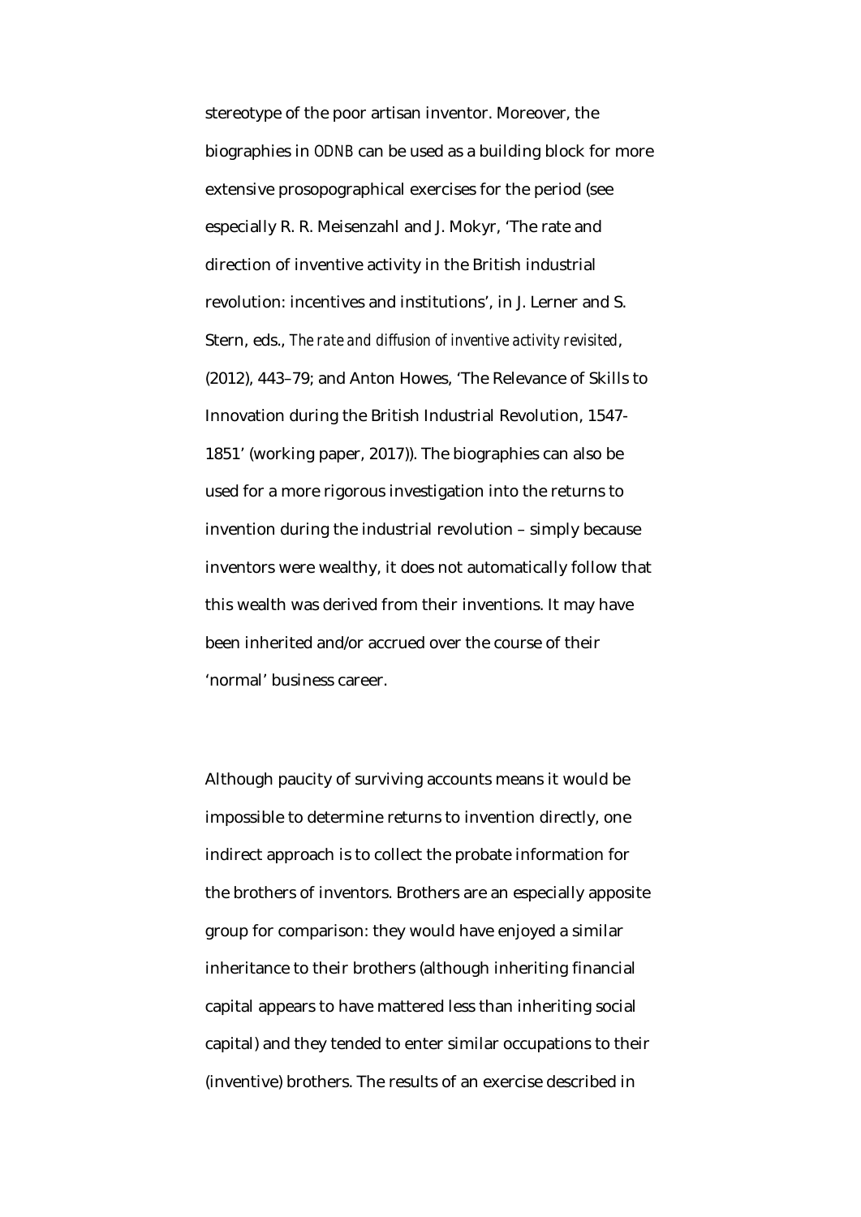stereotype of the poor artisan inventor. Moreover, the biographies in *ODNB* can be used as a building block for more extensive prosopographical exercises for the period (see especially R. R. Meisenzahl and J. Mokyr, 'The rate and direction of inventive activity in the British industrial revolution: incentives and institutions', in J. Lerner and S. Stern, eds., *The rate and diffusion of inventive activity revisited*, (2012), 443–79; and Anton Howes, 'The Relevance of Skills to Innovation during the British Industrial Revolution, 1547-1851' (working paper, 2017)). The biographies can also be used for a more rigorous investigation into the returns to invention during the industrial revolution – simply because inventors were wealthy, it does not automatically follow that this wealth was derived from their inventions. It may have been inherited and/or accrued over the course of their 'normal' business career.

Although paucity of surviving accounts means it would be impossible to determine returns to invention directly, one indirect approach is to collect the probate information for the brothers of inventors. Brothers are an especially apposite group for comparison: they would have enjoyed a similar inheritance to their brothers (although inheriting financial capital appears to have mattered less than inheriting social capital) and they tended to enter similar occupations to their (inventive) brothers. The results of an exercise described in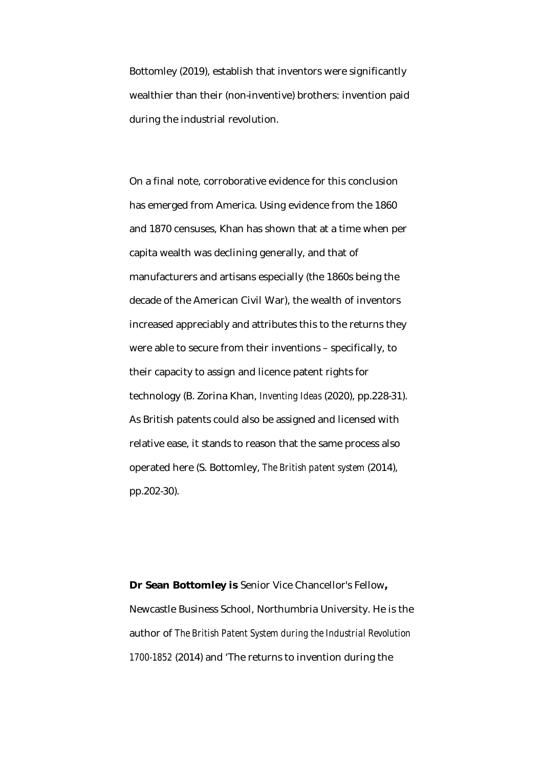Bottomley (2019), establish that inventors were significantly wealthier than their (non-inventive) brothers: invention paid during the industrial revolution.

On a final note, corroborative evidence for this conclusion has emerged from America. Using evidence from the 1860 and 1870 censuses, Khan has shown that at a time when per capita wealth was declining generally, and that of manufacturers and artisans especially (the 1860s being the decade of the American Civil War), the wealth of inventors increased appreciably and attributes this to the returns they were able to secure from their inventions – specifically, to their capacity to assign and licence patent rights for technology (B. Zorina Khan, *Inventing Ideas* (2020), pp.228-31). As British patents could also be assigned and licensed with relative ease, it stands to reason that the same process also operated here (S. Bottomley, *The British patent system* (2014), pp.202-30).

**Dr Sean Bottomley is** Senior Vice Chancellor's Fellow**,** Newcastle Business School, Northumbria University. He is the author of *The British Patent System during the Industrial Revolution 1700-1852* (2014) and 'The returns to invention during the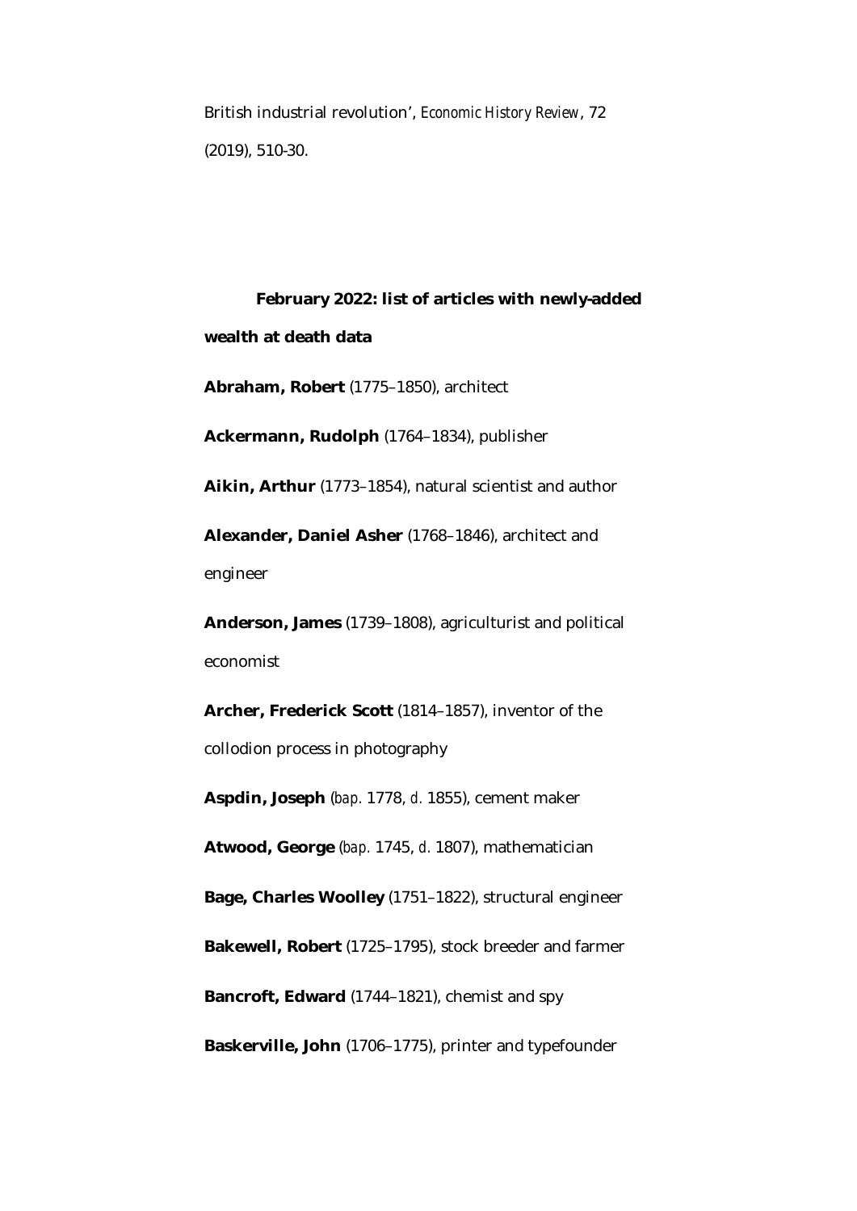British industrial revolution', *Economic History Review*, 72 (2019), 510-30.

**February 2022: list of articles with newly-added wealth at death data**

**Abraham, Robert** (1775–1850), architect

**Ackermann, Rudolph** (1764–1834), publisher

**Aikin, Arthur** (1773–1854), natural scientist and author

**Alexander, Daniel Asher** (1768–1846), architect and engineer

**Anderson, James** (1739–1808), agriculturist and political economist

**Archer, Frederick Scott** (1814–1857), inventor of the collodion process in photography

**Aspdin, Joseph** (*bap.* 1778, *d.* 1855), cement maker

**Atwood, George** (*bap.* 1745, *d.* 1807), mathematician

**Bage, Charles Woolley** (1751–1822), structural engineer

**Bakewell, Robert** (1725–1795), stock breeder and farmer

**Bancroft, Edward** (1744–1821), chemist and spy

**Baskerville, John** (1706–1775), printer and typefounder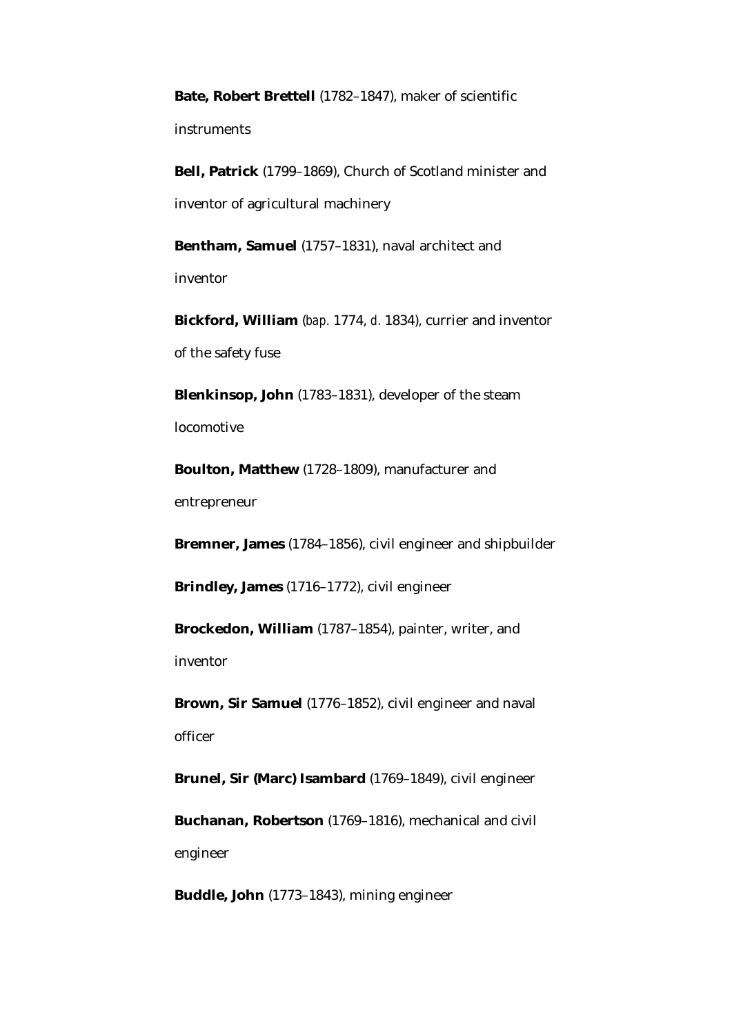**Bate, Robert Brettell** (1782–1847), maker of scientific instruments

**Bell, Patrick** (1799–1869), Church of Scotland minister and inventor of agricultural machinery

**Bentham, Samuel** (1757–1831), naval architect and inventor

**Bickford, William** (*bap.* 1774, *d.* 1834), currier and inventor of the safety fuse

**Blenkinsop, John** (1783–1831), developer of the steam locomotive

**Boulton, Matthew** (1728–1809), manufacturer and entrepreneur

**Bremner, James** (1784–1856), civil engineer and shipbuilder

**Brindley, James** (1716–1772), civil engineer

**Brockedon, William** (1787–1854), painter, writer, and inventor

**Brown, Sir Samuel** (1776–1852), civil engineer and naval officer

**Brunel, Sir (Marc) Isambard** (1769–1849), civil engineer

**Buchanan, Robertson** (1769–1816), mechanical and civil engineer

**Buddle, John** (1773–1843), mining engineer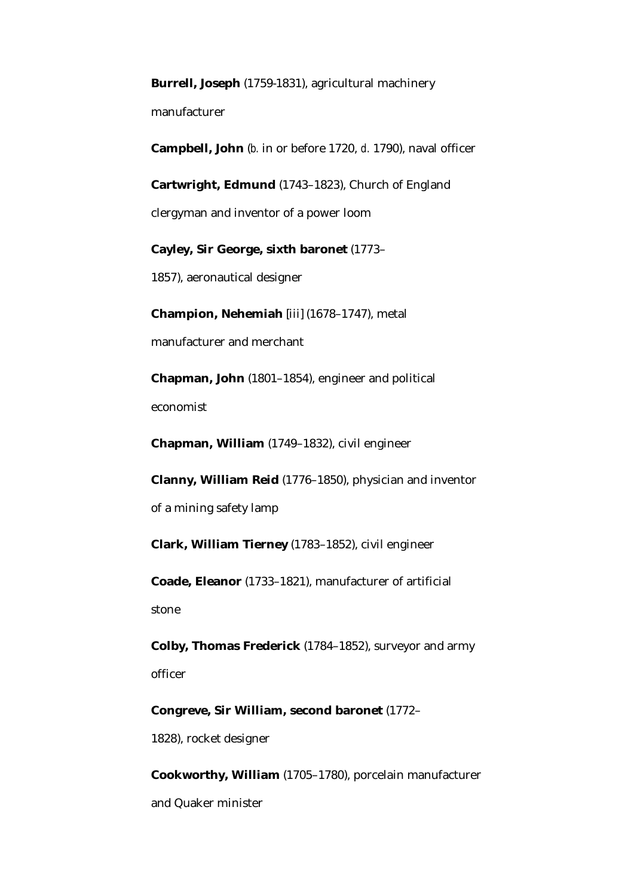**Burrell, Joseph** (1759-1831), agricultural machinery manufacturer

**Campbell, John** (*b.* in or before 1720, *d.* 1790), naval officer

**Cartwright, Edmund** (1743–1823), Church of England clergyman and inventor of a power loom

**Cayley, Sir George, sixth baronet** (1773–1857), aeronautical designer

**Champion, Nehemiah** [iii] (1678–1747), metal manufacturer and merchant

**Chapman, John** (1801–1854), engineer and political economist

**Chapman, William** (1749–1832), civil engineer

**Clanny, William Reid** (1776–1850), physician and inventor of a mining safety lamp

**Clark, William Tierney** (1783–1852), civil engineer

**Coade, Eleanor** (1733–1821), manufacturer of artificial stone

**Colby, Thomas Frederick** (1784–1852), surveyor and army officer

**Congreve, Sir William, second baronet** (1772–1828), rocket designer

**Cookworthy, William** (1705–1780), porcelain manufacturer and Quaker minister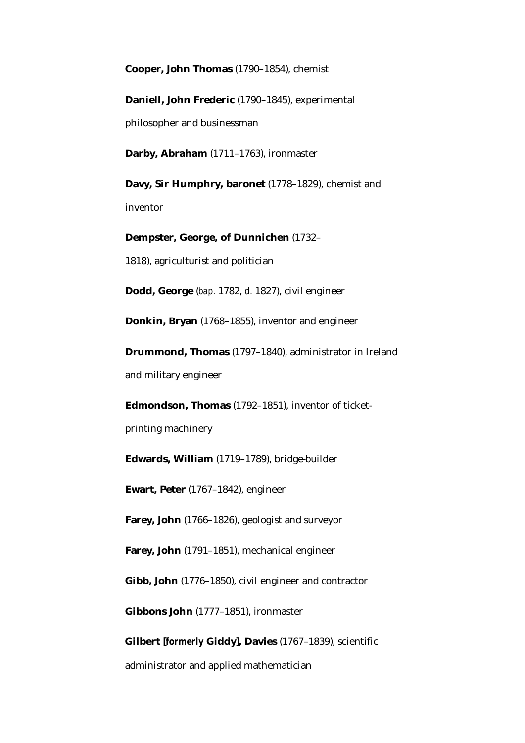**Cooper, John Thomas** (1790–1854), chemist

**Daniell, John Frederic** (1790–1845), experimental philosopher and businessman

**Darby, Abraham** (1711–1763), ironmaster

**Davy, Sir Humphry, baronet** (1778–1829), chemist and inventor

**Dempster, George, of Dunnichen** (1732–1818), agriculturist and politician

**Dodd, George** (*bap.* 1782, *d.* 1827), civil engineer

**Donkin, Bryan** (1768–1855), inventor and engineer

**Drummond, Thomas** (1797–1840), administrator in Ireland and military engineer

**Edmondson, Thomas** (1792–1851), inventor of ticket-printing machinery

**Edwards, William** (1719–1789), bridge-builder

**Ewart, Peter** (1767–1842), engineer

**Farey, John** (1766–1826), geologist and surveyor

**Farey, John** (1791–1851), mechanical engineer

**Gibb, John** (1776–1850), civil engineer and contractor

**Gibbons John** (1777–1851), ironmaster

**Gilbert [*formerly* Giddy], Davies** (1767–1839), scientific administrator and applied mathematician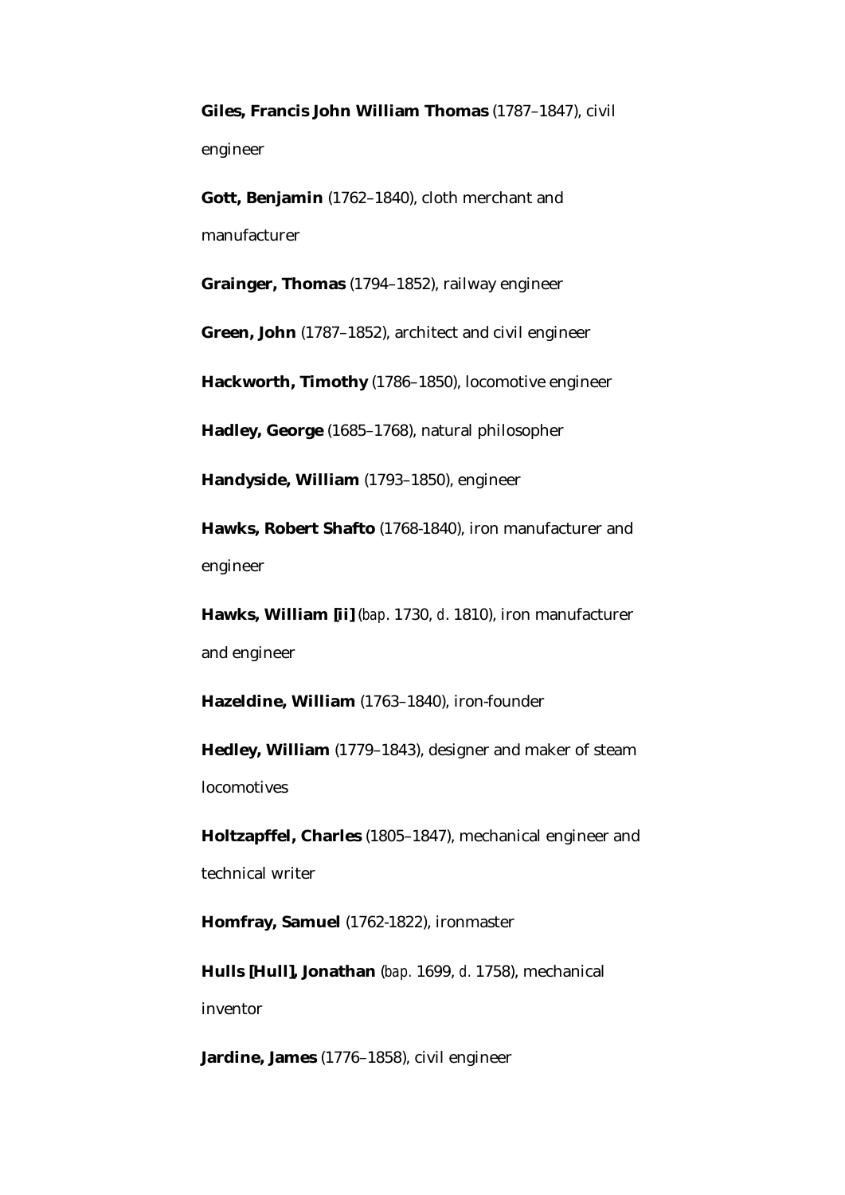**Giles, Francis John William Thomas** (1787–1847), civil engineer

**Gott, Benjamin** (1762–1840), cloth merchant and manufacturer

**Grainger, Thomas** (1794–1852), railway engineer

**Green, John** (1787–1852), architect and civil engineer

**Hackworth, Timothy** (1786–1850), locomotive engineer

**Hadley, George** (1685–1768), natural philosopher

**Handyside, William** (1793–1850), engineer

**Hawks, Robert Shafto** (1768-1840), iron manufacturer and engineer

**Hawks, William [ii]** (*bap*. 1730, *d*. 1810), iron manufacturer and engineer

**Hazeldine, William** (1763–1840), iron-founder

**Hedley, William** (1779–1843), designer and maker of steam locomotives

**Holtzapffel, Charles** (1805–1847), mechanical engineer and technical writer

**Homfray, Samuel** (1762-1822), ironmaster

**Hulls [Hull], Jonathan** (*bap.* 1699, *d.* 1758), mechanical inventor

**Jardine, James** (1776–1858), civil engineer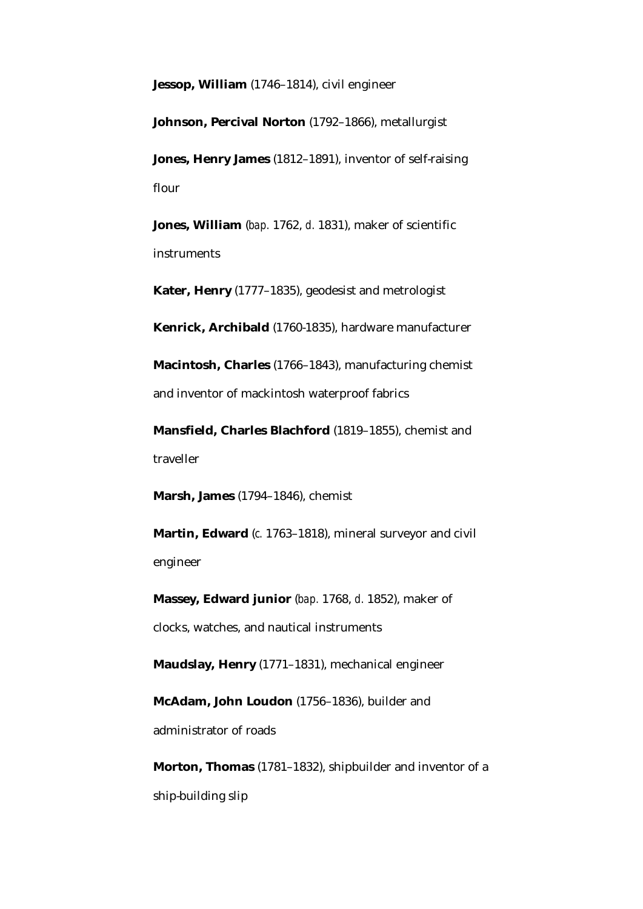**Jessop, William** (1746–1814), civil engineer

**Johnson, Percival Norton** (1792–1866), metallurgist

**Jones, Henry James** (1812–1891), inventor of self-raising flour

**Jones, William** (*bap.* 1762, *d.* 1831), maker of scientific instruments

**Kater, Henry** (1777–1835), geodesist and metrologist

**Kenrick, Archibald** (1760-1835), hardware manufacturer

**Macintosh, Charles** (1766–1843), manufacturing chemist and inventor of mackintosh waterproof fabrics

**Mansfield, Charles Blachford** (1819–1855), chemist and traveller

**Marsh, James** (1794–1846), chemist

**Martin, Edward** (*c.* 1763–1818), mineral surveyor and civil engineer

**Massey, Edward junior** (*bap.* 1768, *d.* 1852), maker of clocks, watches, and nautical instruments

**Maudslay, Henry** (1771–1831), mechanical engineer

**McAdam, John Loudon** (1756–1836), builder and administrator of roads

**Morton, Thomas** (1781–1832), shipbuilder and inventor of a ship-building slip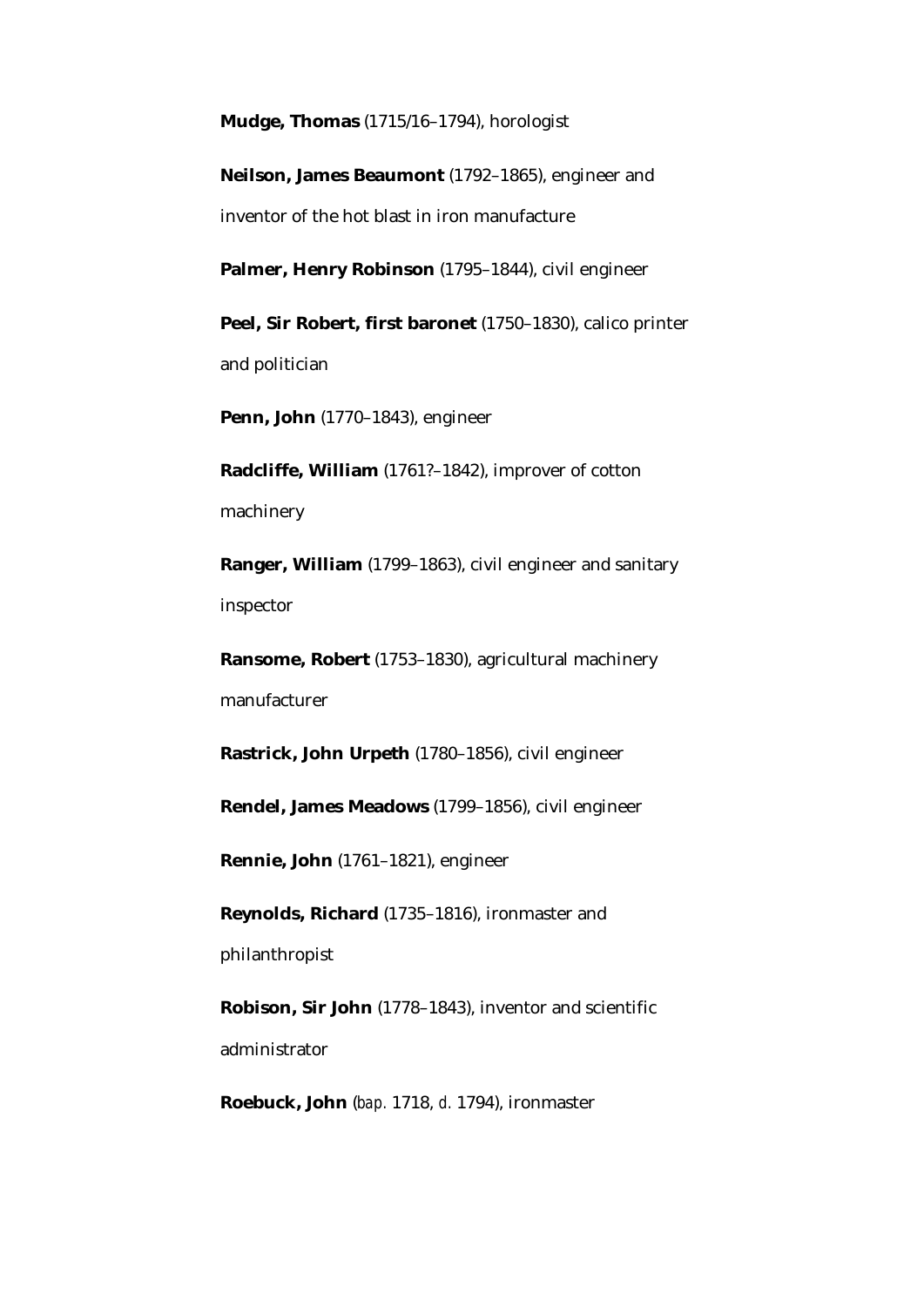**Mudge, Thomas** (1715/16–1794), horologist

**Neilson, James Beaumont** (1792–1865), engineer and inventor of the hot blast in iron manufacture

**Palmer, Henry Robinson** (1795–1844), civil engineer

**Peel, Sir Robert, first baronet** (1750–1830), calico printer and politician

**Penn, John** (1770–1843), engineer

**Radcliffe, William** (1761?–1842), improver of cotton machinery

**Ranger, William** (1799–1863), civil engineer and sanitary inspector

**Ransome, Robert** (1753–1830), agricultural machinery manufacturer

**Rastrick, John Urpeth** (1780–1856), civil engineer

**Rendel, James Meadows** (1799–1856), civil engineer

**Rennie, John** (1761–1821), engineer

**Reynolds, Richard** (1735–1816), ironmaster and philanthropist

**Robison, Sir John** (1778–1843), inventor and scientific administrator

**Roebuck, John** (*bap.* 1718, *d.* 1794), ironmaster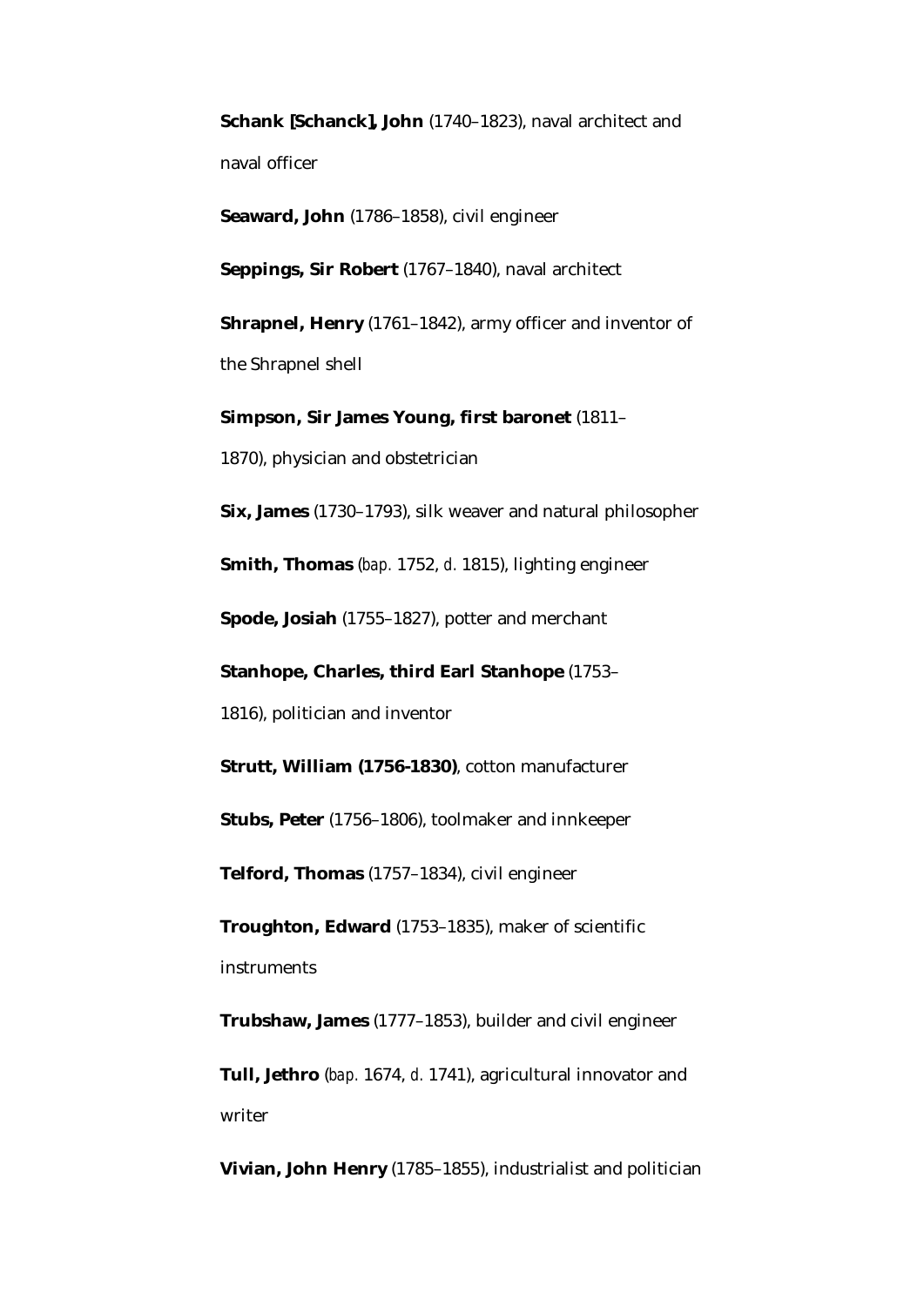**Schank [Schanck], John** (1740–1823), naval architect and naval officer

**Seaward, John** (1786–1858), civil engineer

**Seppings, Sir Robert** (1767–1840), naval architect

**Shrapnel, Henry** (1761–1842), army officer and inventor of the Shrapnel shell

**Simpson, Sir James Young, first baronet** (1811–1870), physician and obstetrician

**Six, James** (1730–1793), silk weaver and natural philosopher

**Smith, Thomas** (*bap.* 1752, *d.* 1815), lighting engineer

**Spode, Josiah** (1755–1827), potter and merchant

**Stanhope, Charles, third Earl Stanhope** (1753–1816), politician and inventor

**Strutt, William (1756-1830)**, cotton manufacturer

**Stubs, Peter** (1756–1806), toolmaker and innkeeper

**Telford, Thomas** (1757–1834), civil engineer

**Troughton, Edward** (1753–1835), maker of scientific instruments

**Trubshaw, James** (1777–1853), builder and civil engineer

**Tull, Jethro** (*bap.* 1674, *d.* 1741), agricultural innovator and writer

**Vivian, John Henry** (1785–1855), industrialist and politician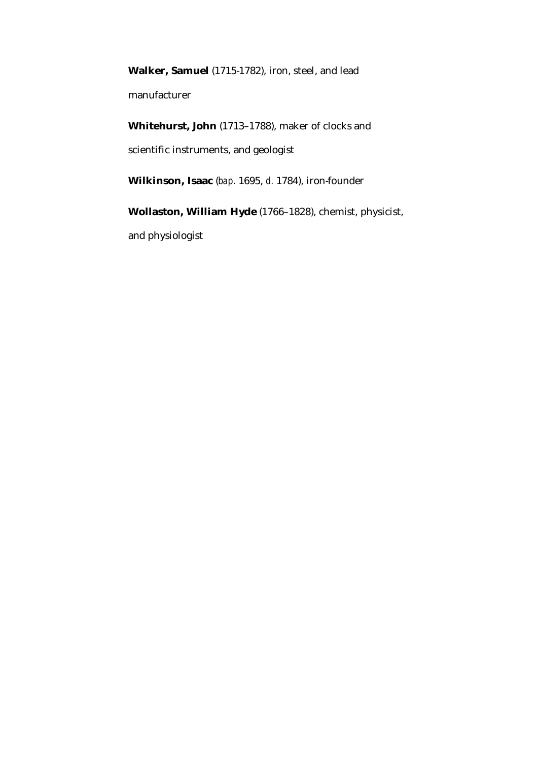**Walker, Samuel** (1715-1782), iron, steel, and lead manufacturer

**Whitehurst, John** (1713–1788), maker of clocks and scientific instruments, and geologist

**Wilkinson, Isaac** (*bap.* 1695, *d.* 1784), iron-founder

**Wollaston, William Hyde** (1766–1828), chemist, physicist, and physiologist